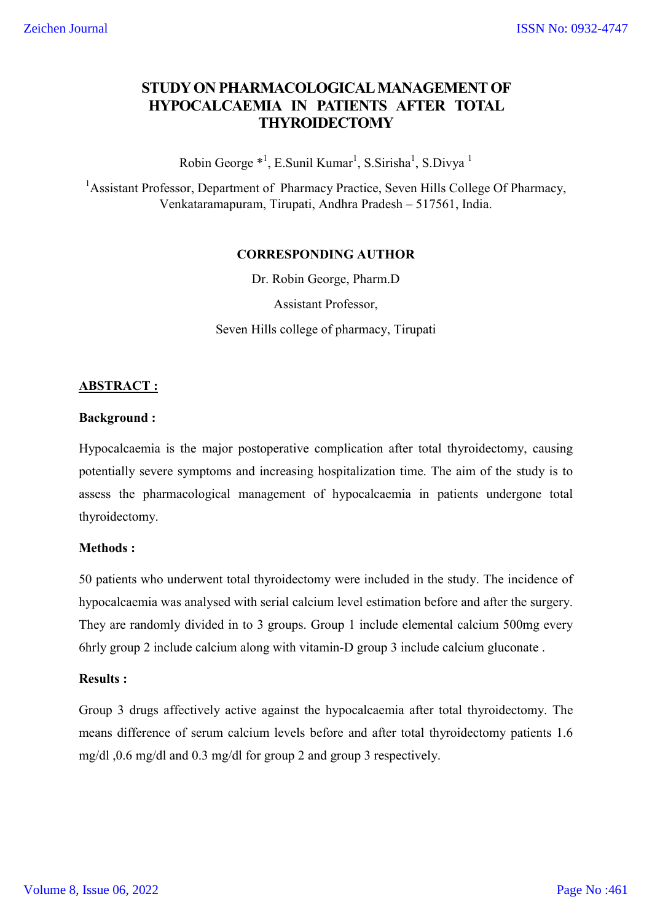# STUDY ON PHARMACOLOGICAL MANAGEMENT OF HYPOCALCAEMIA IN PATIENTS AFTER TOTAL THYROIDECTOMY

Robin George *[1], E.Sunil Kumar[1], S.Sirisha[1], S.Divya [1]

[1]Assistant Professor, Department of Pharmacy Practice, Seven Hills College Of Pharmacy, Venkataramapuram, Tirupati, Andhra Pradesh – 517561, India.

**CORRESPONDING AUTHOR**

Dr. Robin George, Pharm.D

Assistant Professor,

Seven Hills college of pharmacy, Tirupati

## ABSTRACT :

### Background :

Hypocalcaemia is the major postoperative complication after total thyroidectomy, causing potentially severe symptoms and increasing hospitalization time. The aim of the study is to assess the pharmacological management of hypocalcaemia in patients undergone total thyroidectomy.

### Methods :

50 patients who underwent total thyroidectomy were included in the study. The incidence of hypocalcaemia was analysed with serial calcium level estimation before and after the surgery. They are randomly divided in to 3 groups. Group 1 include elemental calcium 500mg every 6hrly group 2 include calcium along with vitamin-D group 3 include calcium gluconate .

### Results :

Group 3 drugs affectively active against the hypocalcaemia after total thyroidectomy. The means difference of serum calcium levels before and after total thyroidectomy patients 1.6 mg/dl ,0.6 mg/dl and 0.3 mg/dl for group 2 and group 3 respectively.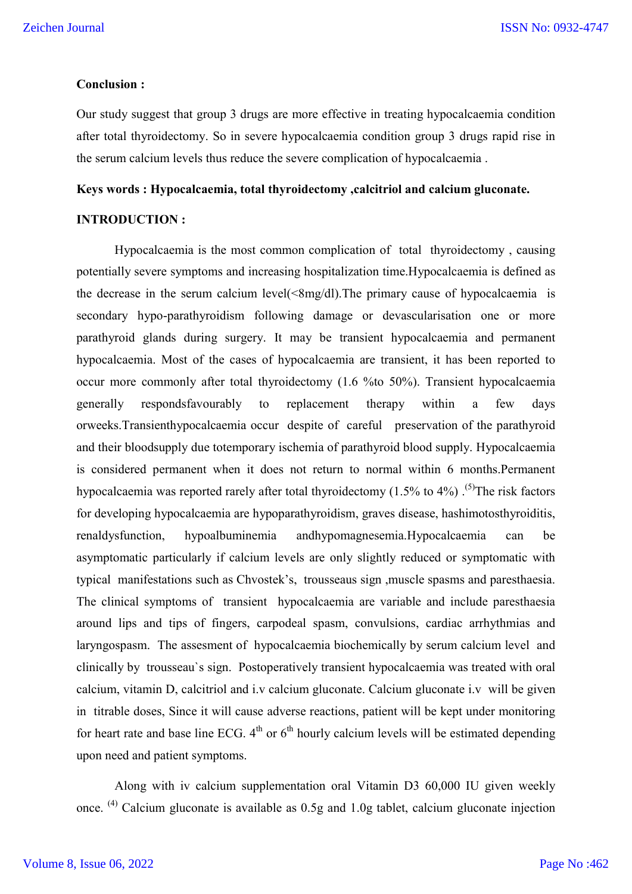**Conclusion :**

Our study suggest that group 3 drugs are more effective in treating hypocalcaemia condition after total thyroidectomy. So in severe hypocalcaemia condition group 3 drugs rapid rise in the serum calcium levels thus reduce the severe complication of hypocalcaemia .

**Keys words : Hypocalcaemia, total thyroidectomy ,calcitriol and calcium gluconate.**

**INTRODUCTION :**

Hypocalcaemia is the most common complication of total thyroidectomy , causing potentially severe symptoms and increasing hospitalization time.Hypocalcaemia is defined as the decrease in the serum calcium level(<8mg/dl).The primary cause of hypocalcaemia is secondary hypo-parathyroidism following damage or devascularisation one or more parathyroid glands during surgery. It may be transient hypocalcaemia and permanent hypocalcaemia. Most of the cases of hypocalcaemia are transient, it has been reported to occur more commonly after total thyroidectomy (1.6 %to 50%). Transient hypocalcaemia generally respondsfavourably to replacement therapy within a few days orweeks.Transienthypocalcaemia occur despite of careful preservation of the parathyroid and their bloodsupply due totemporary ischemia of parathyroid blood supply. Hypocalcaemia is considered permanent when it does not return to normal within 6 months.Permanent hypocalcaemia was reported rarely after total thyroidectomy (1.5% to 4%) .[5]The risk factors for developing hypocalcaemia are hypoparathyroidism, graves disease, hashimotosthyroiditis, renaldysfunction, hypoalbuminemia andhypomagnesemia.Hypocalcaemia can be asymptomatic particularly if calcium levels are only slightly reduced or symptomatic with typical manifestations such as Chvostek's, trousseaus sign ,muscle spasms and paresthaesia. The clinical symptoms of transient hypocalcaemia are variable and include paresthaesia around lips and tips of fingers, carpodeal spasm, convulsions, cardiac arrhythmias and laryngospasm. The assesment of hypocalcaemia biochemically by serum calcium level and clinically by trousseau`s sign. Postoperatively transient hypocalcaemia was treated with oral calcium, vitamin D, calcitriol and i.v calcium gluconate. Calcium gluconate i.v will be given in titrable doses, Since it will cause adverse reactions, patient will be kept under monitoring for heart rate and base line ECG. $4^{th}$ or $6^{th}$ hourly calcium levels will be estimated depending upon need and patient symptoms.

Along with iv calcium supplementation oral Vitamin D3 60,000 IU given weekly once. [4] Calcium gluconate is available as 0.5g and 1.0g tablet, calcium gluconate injection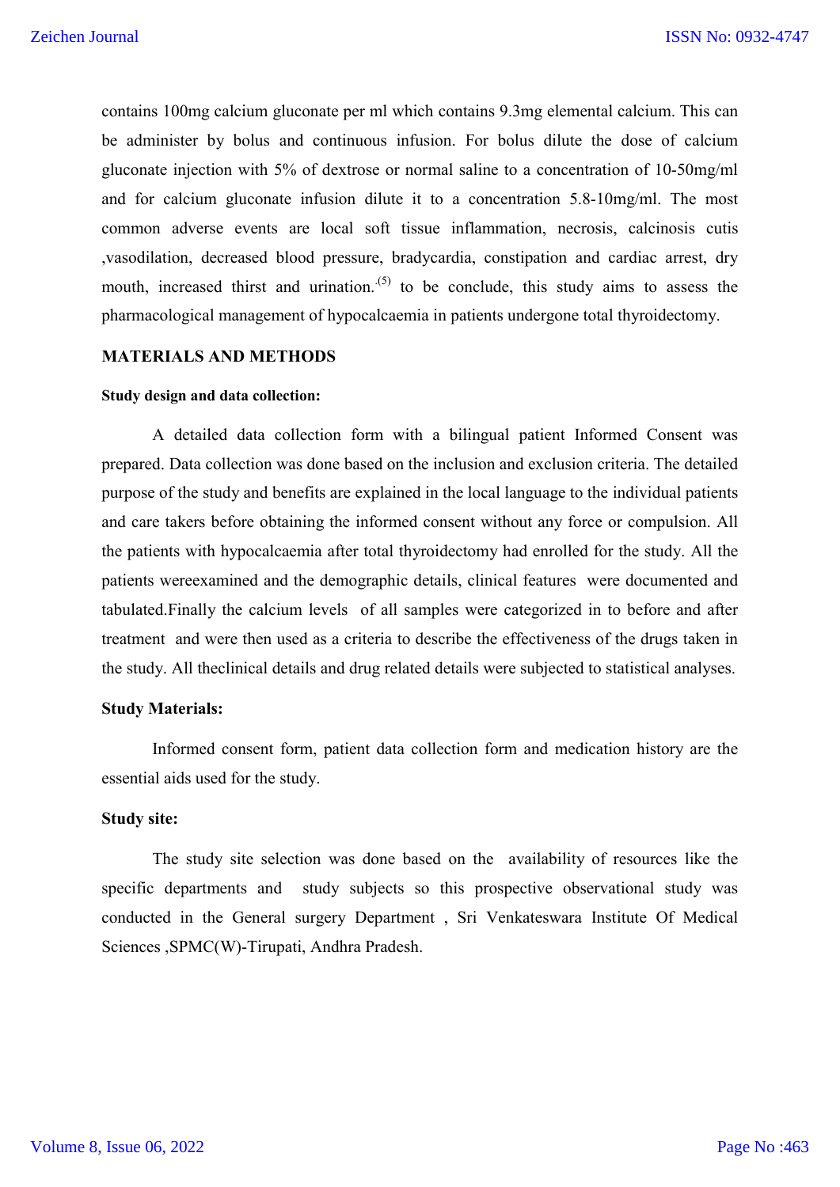contains 100mg calcium gluconate per ml which contains 9.3mg elemental calcium. This can be administer by bolus and continuous infusion. For bolus dilute the dose of calcium gluconate injection with 5% of dextrose or normal saline to a concentration of 10-50mg/ml and for calcium gluconate infusion dilute it to a concentration 5.8-10mg/ml. The most common adverse events are local soft tissue inflammation, necrosis, calcinosis cutis ,vasodilation, decreased blood pressure, bradycardia, constipation and cardiac arrest, dry mouth, increased thirst and urination.[(5)] to be conclude, this study aims to assess the pharmacological management of hypocalcaemia in patients undergone total thyroidectomy.

## MATERIALS AND METHODS

### Study design and data collection:

A detailed data collection form with a bilingual patient Informed Consent was prepared. Data collection was done based on the inclusion and exclusion criteria. The detailed purpose of the study and benefits are explained in the local language to the individual patients and care takers before obtaining the informed consent without any force or compulsion. All the patients with hypocalcaemia after total thyroidectomy had enrolled for the study. All the patients wereexamined and the demographic details, clinical features were documented and tabulated.Finally the calcium levels of all samples were categorized in to before and after treatment and were then used as a criteria to describe the effectiveness of the drugs taken in the study. All theclinical details and drug related details were subjected to statistical analyses.

### Study Materials:

Informed consent form, patient data collection form and medication history are the essential aids used for the study.

### Study site:

The study site selection was done based on the availability of resources like the specific departments and study subjects so this prospective observational study was conducted in the General surgery Department , Sri Venkateswara Institute Of Medical Sciences ,SPMC(W)-Tirupati, Andhra Pradesh.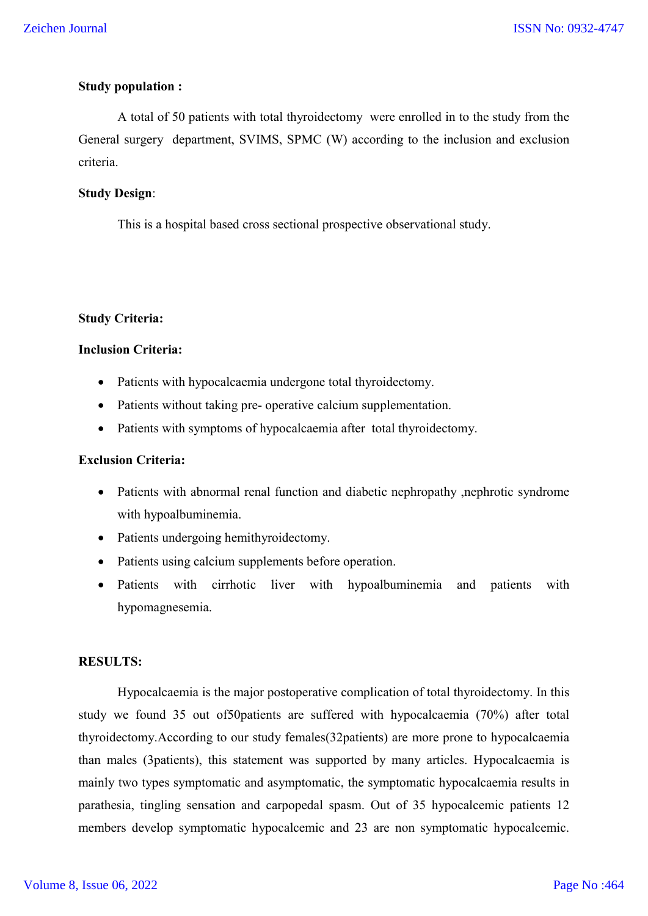**Study population :**

A total of 50 patients with total thyroidectomy were enrolled in to the study from the General surgery department, SVIMS, SPMC (W) according to the inclusion and exclusion criteria.

**Study Design**:

This is a hospital based cross sectional prospective observational study.

**Study Criteria:**

**Inclusion Criteria:**

- Patients with hypocalcaemia undergone total thyroidectomy.
- Patients without taking pre- operative calcium supplementation.
- Patients with symptoms of hypocalcaemia after total thyroidectomy.

**Exclusion Criteria:**

- Patients with abnormal renal function and diabetic nephropathy ,nephrotic syndrome with hypoalbuminemia.
- Patients undergoing hemithyroidectomy.
- Patients using calcium supplements before operation.
- Patients with cirrhotic liver with hypoalbuminemia and patients with hypomagnesemia.

**RESULTS:**

Hypocalcaemia is the major postoperative complication of total thyroidectomy. In this study we found 35 out of50patients are suffered with hypocalcaemia (70%) after total thyroidectomy.According to our study females(32patients) are more prone to hypocalcaemia than males (3patients), this statement was supported by many articles. Hypocalcaemia is mainly two types symptomatic and asymptomatic, the symptomatic hypocalcaemia results in parathesia, tingling sensation and carpopedal spasm. Out of 35 hypocalcemic patients 12 members develop symptomatic hypocalcemic and 23 are non symptomatic hypocalcemic.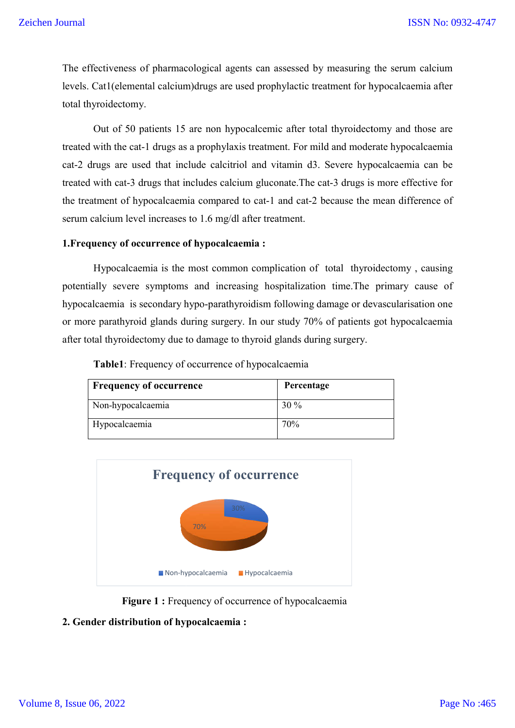The effectiveness of pharmacological agents can assessed by measuring the serum calcium levels. Cat1(elemental calcium)drugs are used prophylactic treatment for hypocalcaemia after total thyroidectomy.

Out of 50 patients 15 are non hypocalcemic after total thyroidectomy and those are treated with the cat-1 drugs as a prophylaxis treatment. For mild and moderate hypocalcaemia cat-2 drugs are used that include calcitriol and vitamin d3. Severe hypocalcaemia can be treated with cat-3 drugs that includes calcium gluconate.The cat-3 drugs is more effective for the treatment of hypocalcaemia compared to cat-1 and cat-2 because the mean difference of serum calcium level increases to 1.6 mg/dl after treatment.

**1.Frequency of occurrence of hypocalcaemia :**

Hypocalcaemia is the most common complication of total thyroidectomy , causing potentially severe symptoms and increasing hospitalization time.The primary cause of hypocalcaemia is secondary hypo-parathyroidism following damage or devascularisation one or more parathyroid glands during surgery. In our study 70% of patients got hypocalcaemia after total thyroidectomy due to damage to thyroid glands during surgery.

**Table1**: Frequency of occurrence of hypocalcaemia

| Frequency of occurrence | Percentage |
|---|---|
| Non-hypocalcaemia | 30 % |
| Hypocalcaemia | 70% |

Frequency of occurrence

30%

70%

Non-hypocalcaemia    Hypocalcaemia

**Figure 1 :** Frequency of occurrence of hypocalcaemia

**2. Gender distribution of hypocalcaemia :**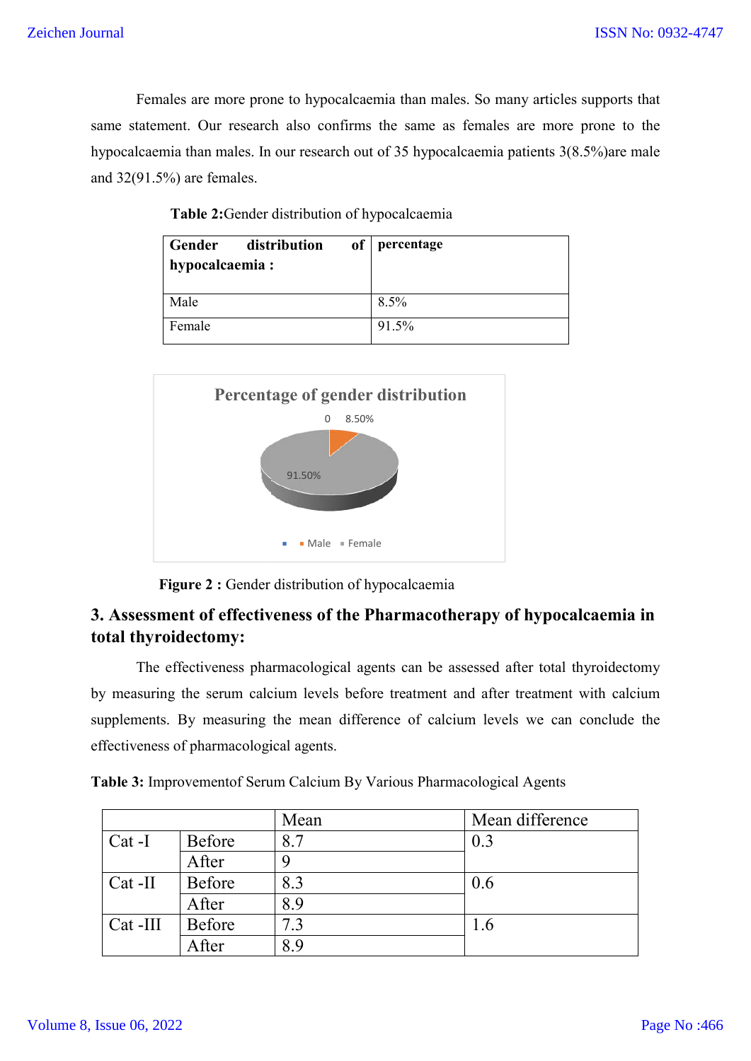Females are more prone to hypocalcaemia than males. So many articles supports that same statement. Our research also confirms the same as females are more prone to the hypocalcaemia than males. In our research out of 35 hypocalcaemia patients 3(8.5%)are male and 32(91.5%) are females.

**Table 2:**Gender distribution of hypocalcaemia

| **Gender distribution of hypocalcaemia :** | **percentage** |
|---|---|
| Male | 8.5% |
| Female | 91.5% |

Percentage of gender distribution

0 8.50%

91.50%

Male Female

**Figure 2 :** Gender distribution of hypocalcaemia

## 3. Assessment of effectiveness of the Pharmacotherapy of hypocalcaemia in total thyroidectomy:

The effectiveness pharmacological agents can be assessed after total thyroidectomy by measuring the serum calcium levels before treatment and after treatment with calcium supplements. By measuring the mean difference of calcium levels we can conclude the effectiveness of pharmacological agents.

**Table 3:** Improvementof Serum Calcium By Various Pharmacological Agents

| | | Mean | Mean difference |
|---|---|---|---|
| Cat -I | Before | 8.7 | 0.3 |
| | After | 9 | |
| Cat -II | Before | 8.3 | 0.6 |
| | After | 8.9 | |
| Cat -III | Before | 7.3 | 1.6 |
| | After | 8.9 | |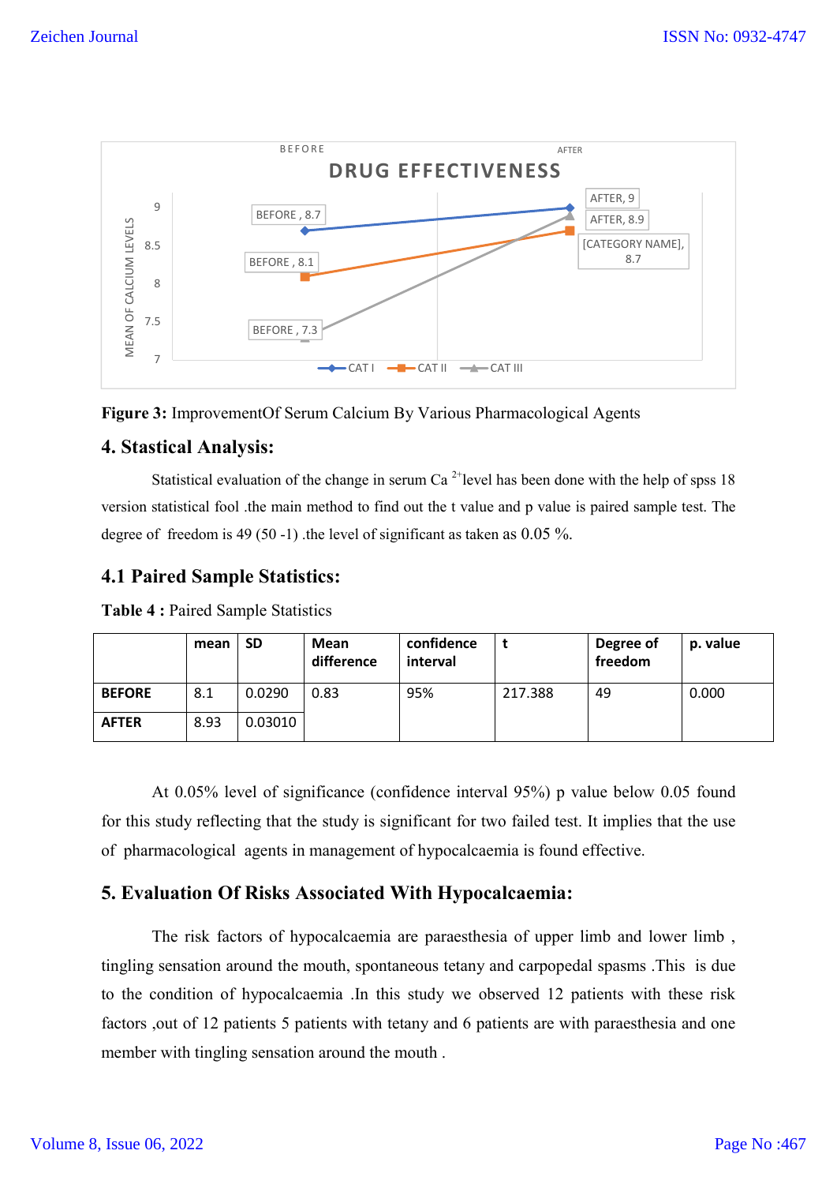**Figure 3:** ImprovementOf Serum Calcium By Various Pharmacological Agents

## 4. Stastical Analysis:

Statistical evaluation of the change in serum Ca $^{2+}$level has been done with the help of spss 18 version statistical fool .the main method to find out the t value and p value is paired sample test. The degree of freedom is 49 (50 -1) .the level of significant as taken as 0.05 %.

### 4.1 Paired Sample Statistics:

**Table 4 :** Paired Sample Statistics

| | mean | SD | Mean difference | confidence interval | t | Degree of freedom | p. value |
|---|---|---|---|---|---|---|---|
| **BEFORE** | 8.1 | 0.0290 | 0.83 | 95% | 217.388 | 49 | 0.000 |
| **AFTER** | 8.93 | 0.03010 | | | | | |

At 0.05% level of significance (confidence interval 95%) p value below 0.05 found for this study reflecting that the study is significant for two failed test. It implies that the use of pharmacological agents in management of hypocalcaemia is found effective.

## 5. Evaluation Of Risks Associated With Hypocalcaemia:

The risk factors of hypocalcaemia are paraesthesia of upper limb and lower limb , tingling sensation around the mouth, spontaneous tetany and carpopedal spasms .This is due to the condition of hypocalcaemia .In this study we observed 12 patients with these risk factors ,out of 12 patients 5 patients with tetany and 6 patients are with paraesthesia and one member with tingling sensation around the mouth .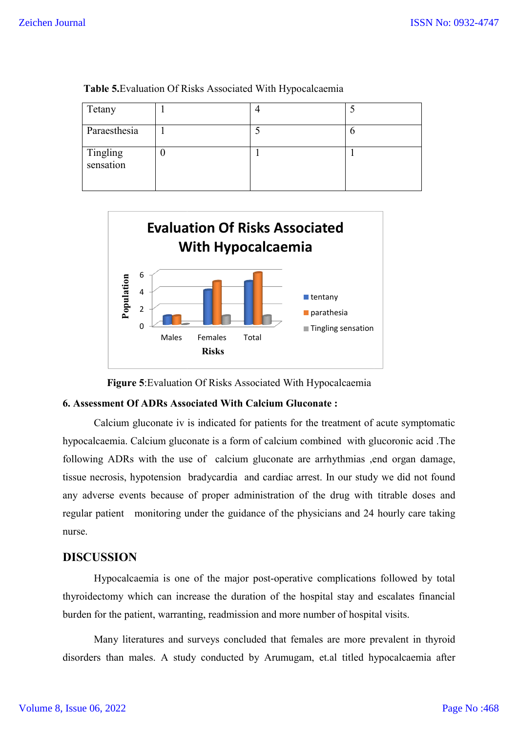**Table 5.**Evaluation Of Risks Associated With Hypocalcaemia

| | | | |
|---|---|---|---|
| Tetany | 1 | 4 | 5 |
| Paraesthesia | 1 | 5 | 6 |
| Tingling sensation | 0 | 1 | 1 |

**Figure 5**:Evaluation Of Risks Associated With Hypocalcaemia

**6. Assessment Of ADRs Associated With Calcium Gluconate :**

Calcium gluconate iv is indicated for patients for the treatment of acute symptomatic hypocalcaemia. Calcium gluconate is a form of calcium combined with glucoronic acid .The following ADRs with the use of calcium gluconate are arrhythmias ,end organ damage, tissue necrosis, hypotension bradycardia and cardiac arrest. In our study we did not found any adverse events because of proper administration of the drug with titrable doses and regular patient monitoring under the guidance of the physicians and 24 hourly care taking nurse.

## DISCUSSION

Hypocalcaemia is one of the major post-operative complications followed by total thyroidectomy which can increase the duration of the hospital stay and escalates financial burden for the patient, warranting, readmission and more number of hospital visits.

Many literatures and surveys concluded that females are more prevalent in thyroid disorders than males. A study conducted by Arumugam, et.al titled hypocalcaemia after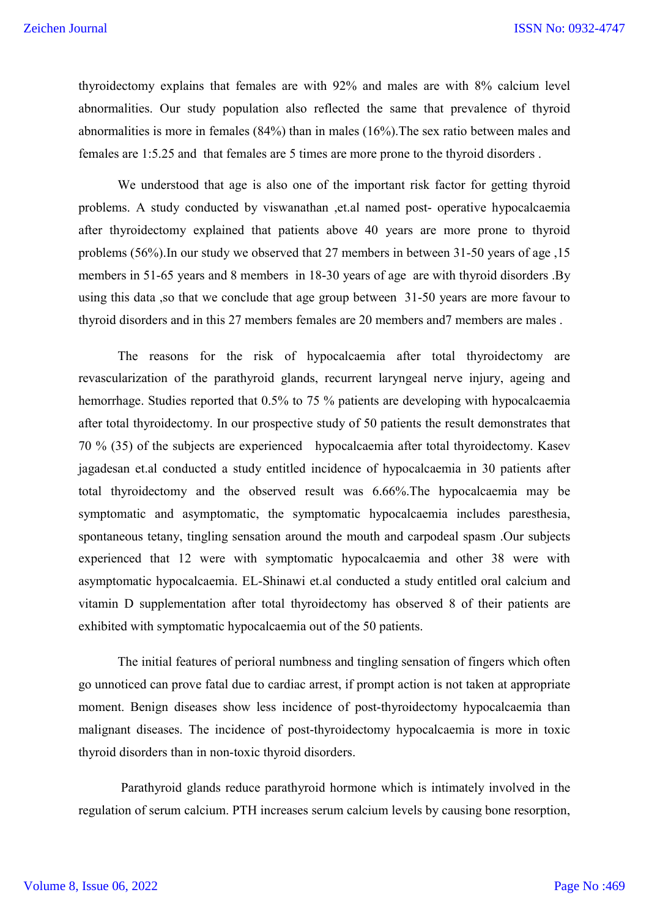thyroidectomy explains that females are with 92% and males are with 8% calcium level abnormalities. Our study population also reflected the same that prevalence of thyroid abnormalities is more in females (84%) than in males (16%).The sex ratio between males and females are 1:5.25 and that females are 5 times are more prone to the thyroid disorders .

We understood that age is also one of the important risk factor for getting thyroid problems. A study conducted by viswanathan ,et.al named post- operative hypocalcaemia after thyroidectomy explained that patients above 40 years are more prone to thyroid problems (56%).In our study we observed that 27 members in between 31-50 years of age ,15 members in 51-65 years and 8 members in 18-30 years of age are with thyroid disorders .By using this data ,so that we conclude that age group between 31-50 years are more favour to thyroid disorders and in this 27 members females are 20 members and7 members are males .

The reasons for the risk of hypocalcaemia after total thyroidectomy are revascularization of the parathyroid glands, recurrent laryngeal nerve injury, ageing and hemorrhage. Studies reported that 0.5% to 75 % patients are developing with hypocalcaemia after total thyroidectomy. In our prospective study of 50 patients the result demonstrates that 70 % (35) of the subjects are experienced hypocalcaemia after total thyroidectomy. Kasev jagadesan et.al conducted a study entitled incidence of hypocalcaemia in 30 patients after total thyroidectomy and the observed result was 6.66%.The hypocalcaemia may be symptomatic and asymptomatic, the symptomatic hypocalcaemia includes paresthesia, spontaneous tetany, tingling sensation around the mouth and carpodeal spasm .Our subjects experienced that 12 were with symptomatic hypocalcaemia and other 38 were with asymptomatic hypocalcaemia. EL-Shinawi et.al conducted a study entitled oral calcium and vitamin D supplementation after total thyroidectomy has observed 8 of their patients are exhibited with symptomatic hypocalcaemia out of the 50 patients.

The initial features of perioral numbness and tingling sensation of fingers which often go unnoticed can prove fatal due to cardiac arrest, if prompt action is not taken at appropriate moment. Benign diseases show less incidence of post-thyroidectomy hypocalcaemia than malignant diseases. The incidence of post-thyroidectomy hypocalcaemia is more in toxic thyroid disorders than in non-toxic thyroid disorders.

Parathyroid glands reduce parathyroid hormone which is intimately involved in the regulation of serum calcium. PTH increases serum calcium levels by causing bone resorption,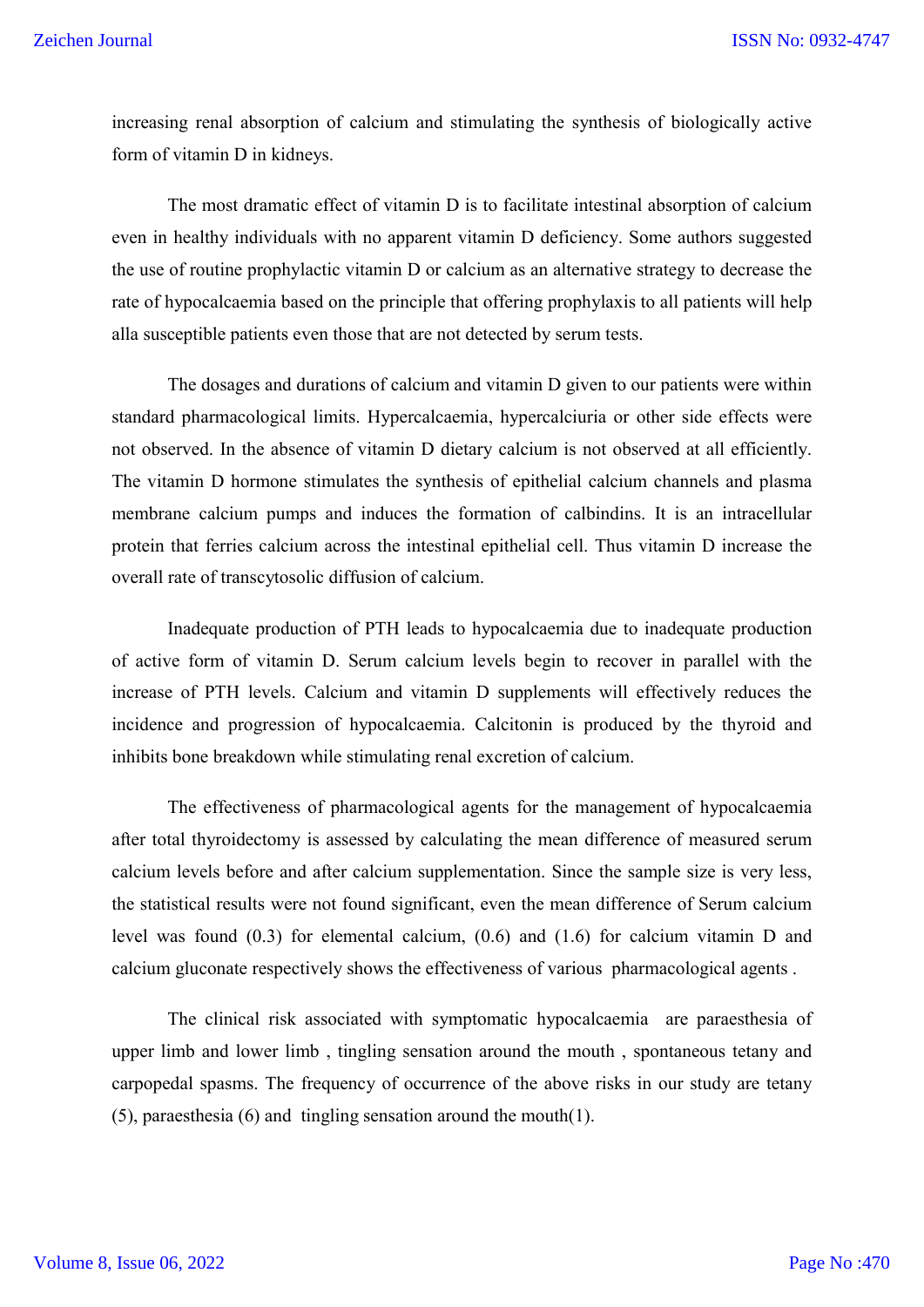increasing renal absorption of calcium and stimulating the synthesis of biologically active form of vitamin D in kidneys.

The most dramatic effect of vitamin D is to facilitate intestinal absorption of calcium even in healthy individuals with no apparent vitamin D deficiency. Some authors suggested the use of routine prophylactic vitamin D or calcium as an alternative strategy to decrease the rate of hypocalcaemia based on the principle that offering prophylaxis to all patients will help alla susceptible patients even those that are not detected by serum tests.

The dosages and durations of calcium and vitamin D given to our patients were within standard pharmacological limits. Hypercalcaemia, hypercalciuria or other side effects were not observed. In the absence of vitamin D dietary calcium is not observed at all efficiently. The vitamin D hormone stimulates the synthesis of epithelial calcium channels and plasma membrane calcium pumps and induces the formation of calbindins. It is an intracellular protein that ferries calcium across the intestinal epithelial cell. Thus vitamin D increase the overall rate of transcytosolic diffusion of calcium.

Inadequate production of PTH leads to hypocalcaemia due to inadequate production of active form of vitamin D. Serum calcium levels begin to recover in parallel with the increase of PTH levels. Calcium and vitamin D supplements will effectively reduces the incidence and progression of hypocalcaemia. Calcitonin is produced by the thyroid and inhibits bone breakdown while stimulating renal excretion of calcium.

The effectiveness of pharmacological agents for the management of hypocalcaemia after total thyroidectomy is assessed by calculating the mean difference of measured serum calcium levels before and after calcium supplementation. Since the sample size is very less, the statistical results were not found significant, even the mean difference of Serum calcium level was found (0.3) for elemental calcium, (0.6) and (1.6) for calcium vitamin D and calcium gluconate respectively shows the effectiveness of various pharmacological agents .

The clinical risk associated with symptomatic hypocalcaemia are paraesthesia of upper limb and lower limb , tingling sensation around the mouth , spontaneous tetany and carpopedal spasms. The frequency of occurrence of the above risks in our study are tetany (5), paraesthesia (6) and tingling sensation around the mouth(1).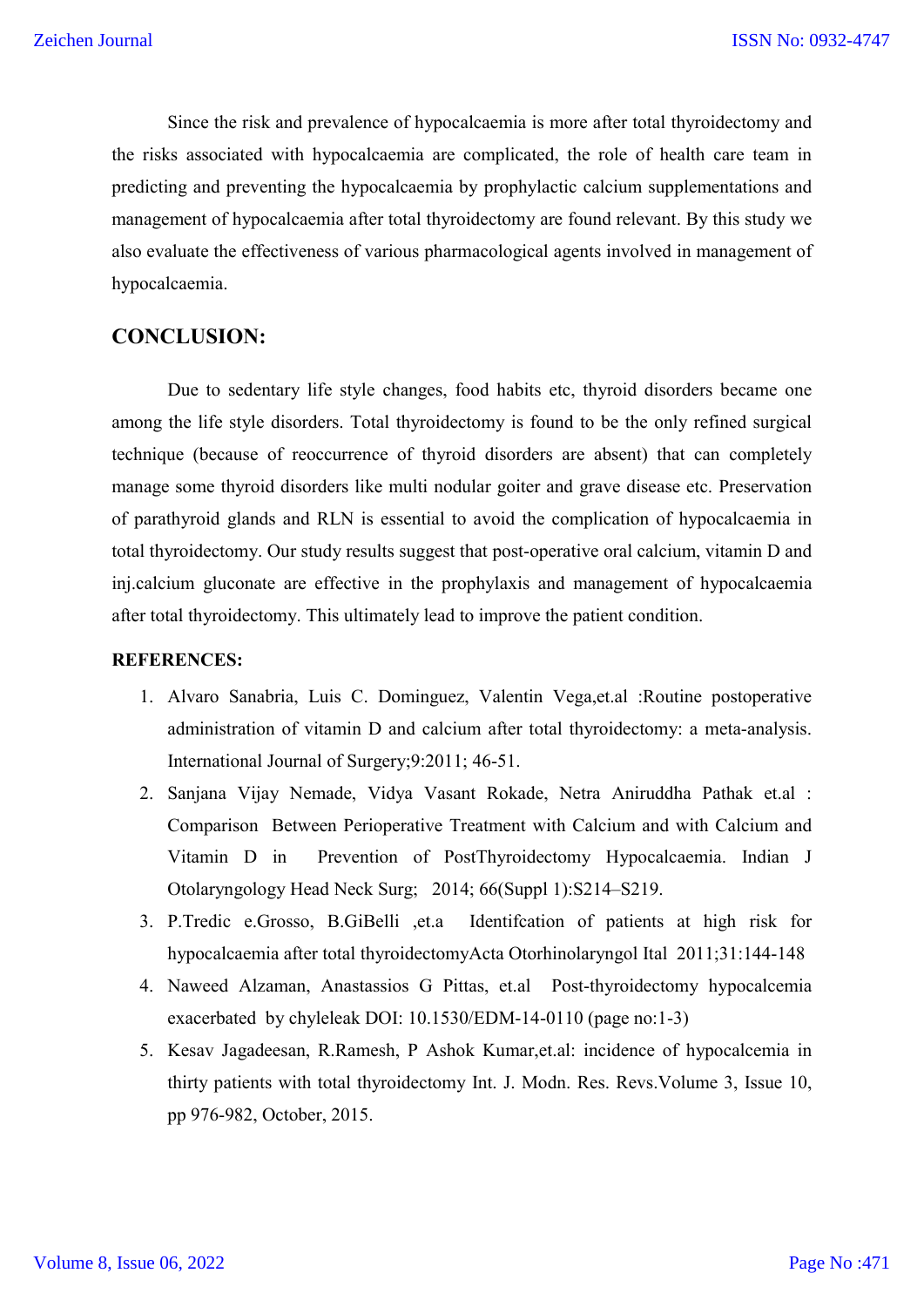Since the risk and prevalence of hypocalcaemia is more after total thyroidectomy and the risks associated with hypocalcaemia are complicated, the role of health care team in predicting and preventing the hypocalcaemia by prophylactic calcium supplementations and management of hypocalcaemia after total thyroidectomy are found relevant. By this study we also evaluate the effectiveness of various pharmacological agents involved in management of hypocalcaemia.

## CONCLUSION:

Due to sedentary life style changes, food habits etc, thyroid disorders became one among the life style disorders. Total thyroidectomy is found to be the only refined surgical technique (because of reoccurrence of thyroid disorders are absent) that can completely manage some thyroid disorders like multi nodular goiter and grave disease etc. Preservation of parathyroid glands and RLN is essential to avoid the complication of hypocalcaemia in total thyroidectomy. Our study results suggest that post-operative oral calcium, vitamin D and inj.calcium gluconate are effective in the prophylaxis and management of hypocalcaemia after total thyroidectomy. This ultimately lead to improve the patient condition.

**REFERENCES:**

1. Alvaro Sanabria, Luis C. Dominguez, Valentin Vega,et.al :Routine postoperative administration of vitamin D and calcium after total thyroidectomy: a meta-analysis. International Journal of Surgery;9:2011; 46-51.
2. Sanjana Vijay Nemade, Vidya Vasant Rokade, Netra Aniruddha Pathak et.al : Comparison Between Perioperative Treatment with Calcium and with Calcium and Vitamin D in Prevention of PostThyroidectomy Hypocalcaemia. Indian J Otolaryngology Head Neck Surg; 2014; 66(Suppl 1):S214–S219.
3. P.Tredic e.Grosso, B.GiBelli ,et.a Identifcation of patients at high risk for hypocalcaemia after total thyroidectomyActa Otorhinolaryngol Ital 2011;31:144-148
4. Naweed Alzaman, Anastassios G Pittas, et.al Post-thyroidectomy hypocalcemia exacerbated by chyleleak DOI: 10.1530/EDM-14-0110 (page no:1-3)
5. Kesav Jagadeesan, R.Ramesh, P Ashok Kumar,et.al: incidence of hypocalcemia in thirty patients with total thyroidectomy Int. J. Modn. Res. Revs.Volume 3, Issue 10, pp 976-982, October, 2015.